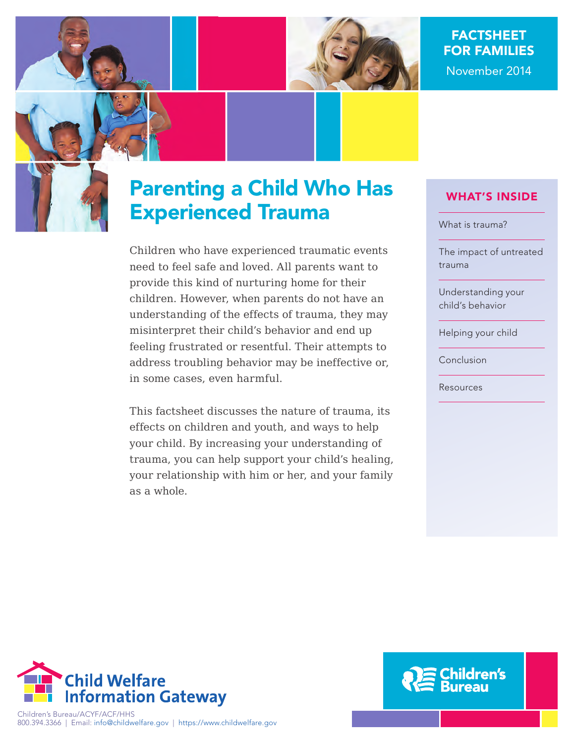FACTSHEET FOR FAMILIES

November 2014

# Parenting a Child Who Has Experienced Trauma

Children who have experienced traumatic events need to feel safe and loved. All parents want to provide this kind of nurturing home for their children. However, when parents do not have an understanding of the effects of trauma, they may misinterpret their child's behavior and end up feeling frustrated or resentful. Their attempts to address troubling behavior may be ineffective or, in some cases, even harmful.

This factsheet discusses the nature of trauma, its effects on children and youth, and ways to help your child. By increasing your understanding of trauma, you can help support your child's healing, your relationship with him or her, and your family as a whole.

## WHAT'S INSIDE

- What is trauma?
- The impact of untreated trauma
- Understanding your child's behavior
- Helping your child
- Conclusion
- Resources

Child Welfare Information Gateway

Children's Bureau/ACYF/ACF/HHS
800.394.3366 | Email: info@childwelfare.gov | https://www.childwelfare.gov

Children's Bureau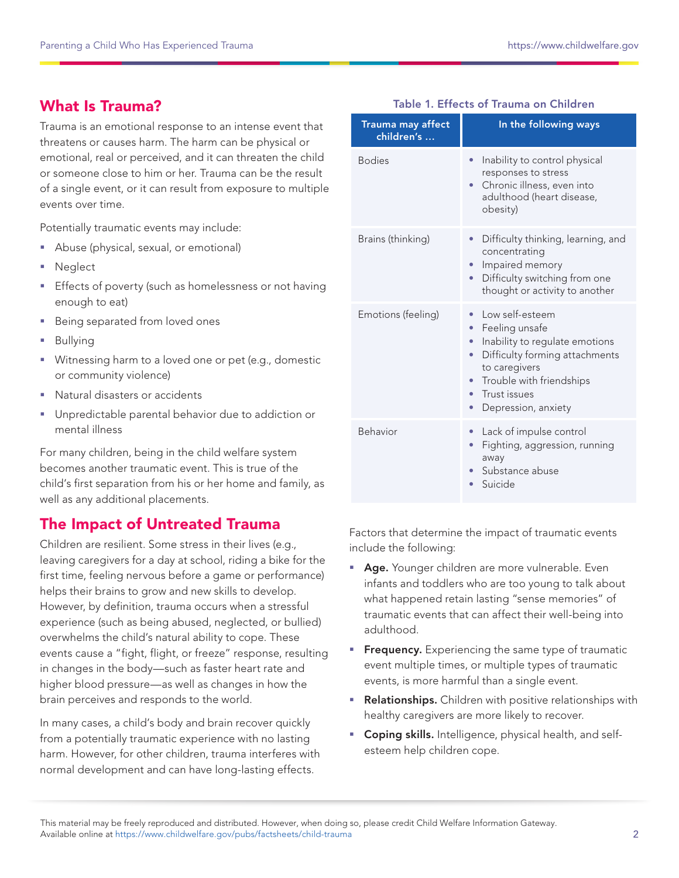## What Is Trauma?

Trauma is an emotional response to an intense event that threatens or causes harm. The harm can be physical or emotional, real or perceived, and it can threaten the child or someone close to him or her. Trauma can be the result of a single event, or it can result from exposure to multiple events over time.

Potentially traumatic events may include:

- Abuse (physical, sexual, or emotional)
- Neglect
- Effects of poverty (such as homelessness or not having enough to eat)
- Being separated from loved ones
- Bullying
- Witnessing harm to a loved one or pet (e.g., domestic or community violence)
- Natural disasters or accidents
- Unpredictable parental behavior due to addiction or mental illness

For many children, being in the child welfare system becomes another traumatic event. This is true of the child's first separation from his or her home and family, as well as any additional placements.

## The Impact of Untreated Trauma

Children are resilient. Some stress in their lives (e.g., leaving caregivers for a day at school, riding a bike for the first time, feeling nervous before a game or performance) helps their brains to grow and new skills to develop. However, by definition, trauma occurs when a stressful experience (such as being abused, neglected, or bullied) overwhelms the child's natural ability to cope. These events cause a "fight, flight, or freeze" response, resulting in changes in the body—such as faster heart rate and higher blood pressure—as well as changes in how the brain perceives and responds to the world.

In many cases, a child's body and brain recover quickly from a potentially traumatic experience with no lasting harm. However, for other children, trauma interferes with normal development and can have long-lasting effects.

**Table 1. Effects of Trauma on Children**

| Trauma may affect children's ... | In the following ways |
|---|---|
| Bodies | • Inability to control physical responses to stress<br>• Chronic illness, even into adulthood (heart disease, obesity) |
| Brains (thinking) | • Difficulty thinking, learning, and concentrating<br>• Impaired memory<br>• Difficulty switching from one thought or activity to another |
| Emotions (feeling) | • Low self-esteem<br>• Feeling unsafe<br>• Inability to regulate emotions<br>• Difficulty forming attachments to caregivers<br>• Trouble with friendships<br>• Trust issues<br>• Depression, anxiety |
| Behavior | • Lack of impulse control<br>• Fighting, aggression, running away<br>• Substance abuse<br>• Suicide |

Factors that determine the impact of traumatic events include the following:

- **Age.** Younger children are more vulnerable. Even infants and toddlers who are too young to talk about what happened retain lasting "sense memories" of traumatic events that can affect their well-being into adulthood.
- **Frequency.** Experiencing the same type of traumatic event multiple times, or multiple types of traumatic events, is more harmful than a single event.
- **Relationships.** Children with positive relationships with healthy caregivers are more likely to recover.
- **Coping skills.** Intelligence, physical health, and self-esteem help children cope.

This material may be freely reproduced and distributed. However, when doing so, please credit Child Welfare Information Gateway. Available online at https://www.childwelfare.gov/pubs/factsheets/child-trauma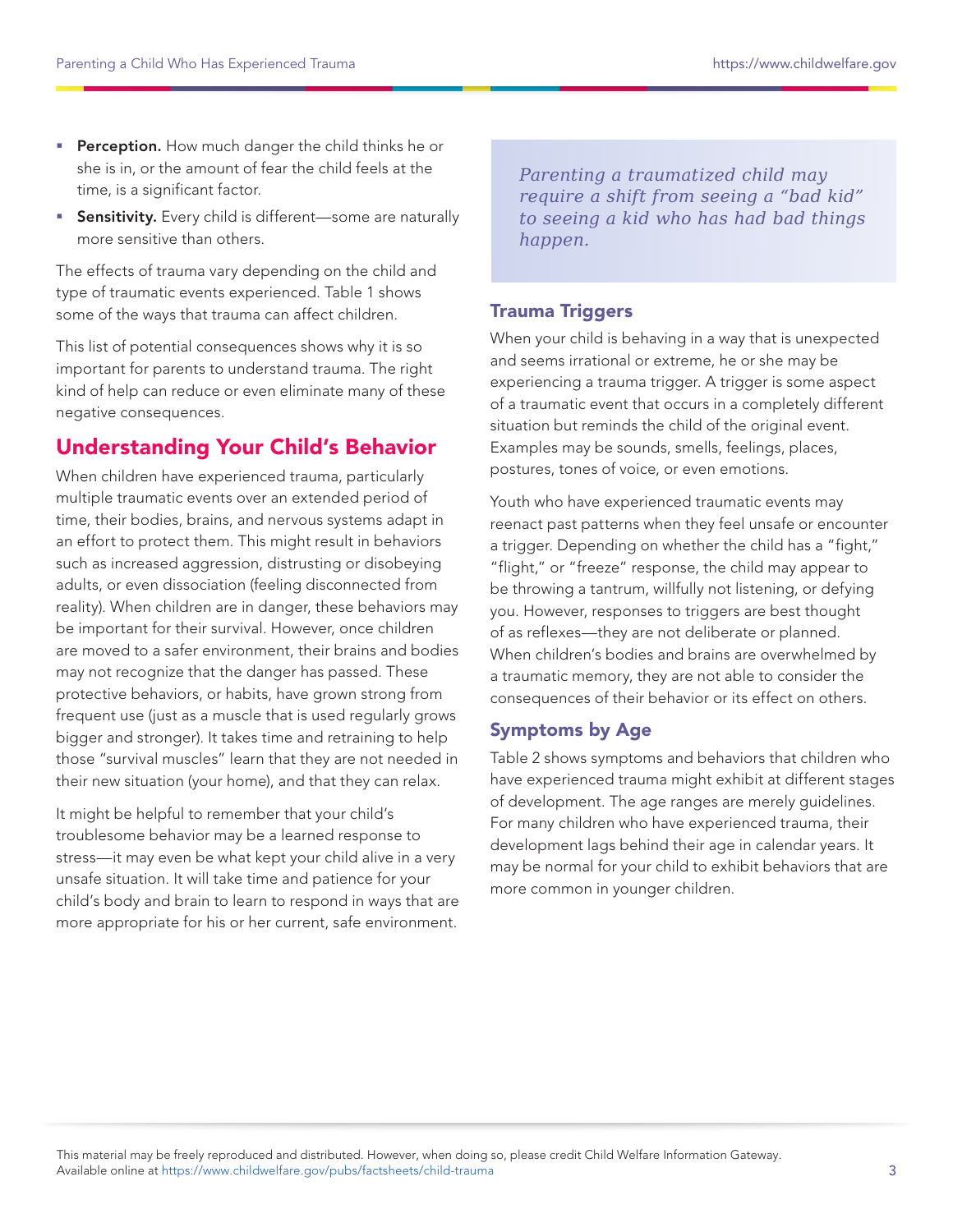- **Perception.** How much danger the child thinks he or she is in, or the amount of fear the child feels at the time, is a significant factor.
- **Sensitivity.** Every child is different—some are naturally more sensitive than others.

The effects of trauma vary depending on the child and type of traumatic events experienced. Table 1 shows some of the ways that trauma can affect children.

This list of potential consequences shows why it is so important for parents to understand trauma. The right kind of help can reduce or even eliminate many of these negative consequences.

## Understanding Your Child's Behavior

When children have experienced trauma, particularly multiple traumatic events over an extended period of time, their bodies, brains, and nervous systems adapt in an effort to protect them. This might result in behaviors such as increased aggression, distrusting or disobeying adults, or even dissociation (feeling disconnected from reality). When children are in danger, these behaviors may be important for their survival. However, once children are moved to a safer environment, their brains and bodies may not recognize that the danger has passed. These protective behaviors, or habits, have grown strong from frequent use (just as a muscle that is used regularly grows bigger and stronger). It takes time and retraining to help those "survival muscles" learn that they are not needed in their new situation (your home), and that they can relax.

It might be helpful to remember that your child's troublesome behavior may be a learned response to stress—it may even be what kept your child alive in a very unsafe situation. It will take time and patience for your child's body and brain to learn to respond in ways that are more appropriate for his or her current, safe environment.

> *Parenting a traumatized child may require a shift from seeing a "bad kid" to seeing a kid who has had bad things happen.*

### Trauma Triggers

When your child is behaving in a way that is unexpected and seems irrational or extreme, he or she may be experiencing a trauma trigger. A trigger is some aspect of a traumatic event that occurs in a completely different situation but reminds the child of the original event. Examples may be sounds, smells, feelings, places, postures, tones of voice, or even emotions.

Youth who have experienced traumatic events may reenact past patterns when they feel unsafe or encounter a trigger. Depending on whether the child has a "fight," "flight," or "freeze" response, the child may appear to be throwing a tantrum, willfully not listening, or defying you. However, responses to triggers are best thought of as reflexes—they are not deliberate or planned. When children's bodies and brains are overwhelmed by a traumatic memory, they are not able to consider the consequences of their behavior or its effect on others.

### Symptoms by Age

Table 2 shows symptoms and behaviors that children who have experienced trauma might exhibit at different stages of development. The age ranges are merely guidelines. For many children who have experienced trauma, their development lags behind their age in calendar years. It may be normal for your child to exhibit behaviors that are more common in younger children.

This material may be freely reproduced and distributed. However, when doing so, please credit Child Welfare Information Gateway. Available online at https://www.childwelfare.gov/pubs/factsheets/child-trauma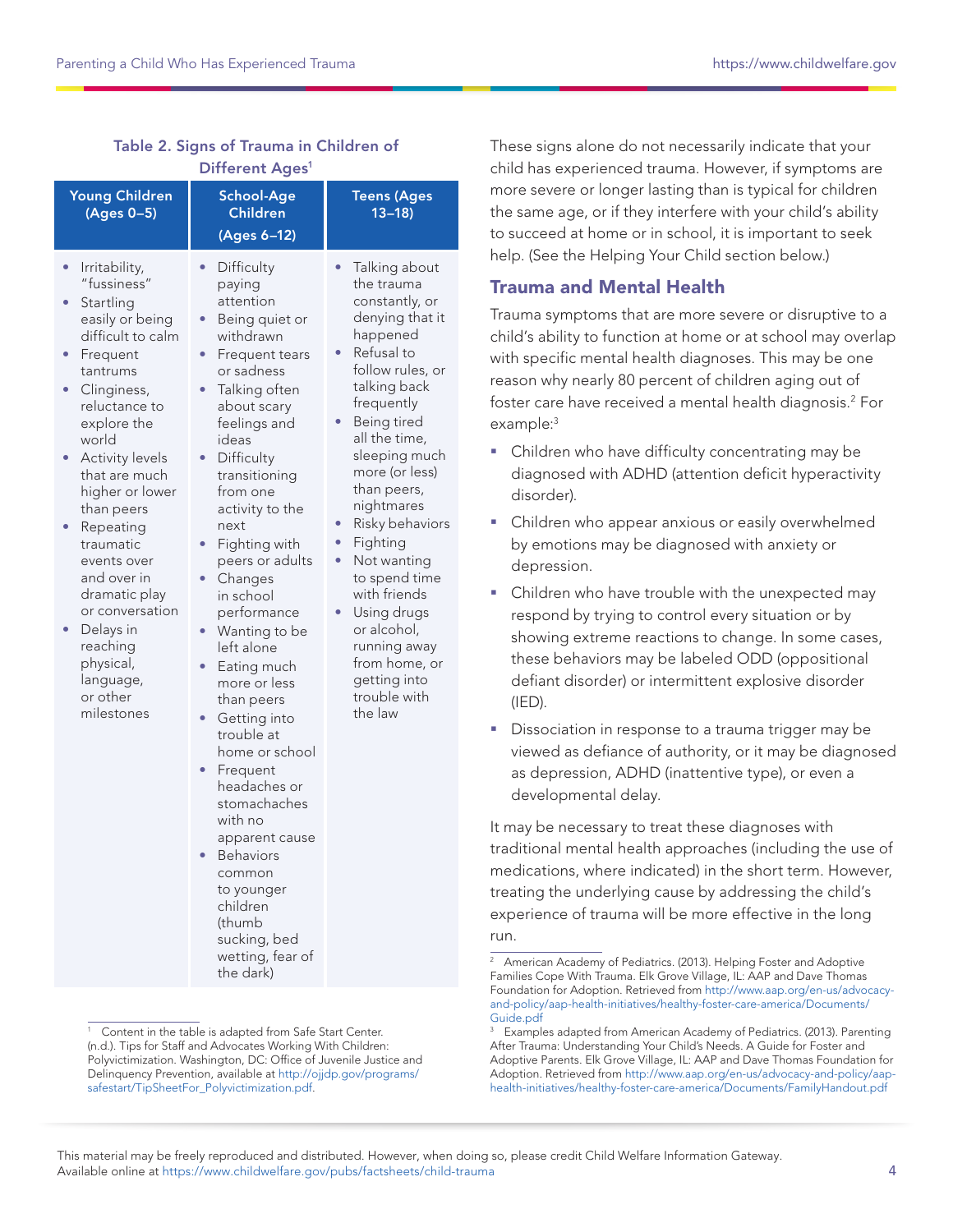Table 2. Signs of Trauma in Children of Different Ages[1]

| Young Children (Ages 0–5) | School-Age Children (Ages 6–12) | Teens (Ages 13–18) |
|---|---|---|
| • Irritability, "fussiness"<br>• Startling easily or being difficult to calm<br>• Frequent tantrums<br>• Clinginess, reluctance to explore the world<br>• Activity levels that are much higher or lower than peers<br>• Repeating traumatic events over and over in dramatic play or conversation<br>• Delays in reaching physical, language, or other milestones | • Difficulty paying attention<br>• Being quiet or withdrawn<br>• Frequent tears or sadness<br>• Talking often about scary feelings and ideas<br>• Difficulty transitioning from one activity to the next<br>• Fighting with peers or adults<br>• Changes in school performance<br>• Wanting to be left alone<br>• Eating much more or less than peers<br>• Getting into trouble at home or school<br>• Frequent headaches or stomachaches with no apparent cause<br>• Behaviors common to younger children (thumb sucking, bed wetting, fear of the dark) | • Talking about the trauma constantly, or denying that it happened<br>• Refusal to follow rules, or talking back frequently<br>• Being tired all the time, sleeping much more (or less) than peers, nightmares<br>• Risky behaviors<br>• Fighting<br>• Not wanting to spend time with friends<br>• Using drugs or alcohol, running away from home, or getting into trouble with the law |

[1] Content in the table is adapted from Safe Start Center. (n.d.). Tips for Staff and Advocates Working With Children: Polyvictimization. Washington, DC: Office of Juvenile Justice and Delinquency Prevention, available at http://ojjdp.gov/programs/safestart/TipSheetFor_Polyvictimization.pdf.

These signs alone do not necessarily indicate that your child has experienced trauma. However, if symptoms are more severe or longer lasting than is typical for children the same age, or if they interfere with your child's ability to succeed at home or in school, it is important to seek help. (See the Helping Your Child section below.)

## Trauma and Mental Health

Trauma symptoms that are more severe or disruptive to a child's ability to function at home or at school may overlap with specific mental health diagnoses. This may be one reason why nearly 80 percent of children aging out of foster care have received a mental health diagnosis.[2] For example:[3]

- Children who have difficulty concentrating may be diagnosed with ADHD (attention deficit hyperactivity disorder).
- Children who appear anxious or easily overwhelmed by emotions may be diagnosed with anxiety or depression.
- Children who have trouble with the unexpected may respond by trying to control every situation or by showing extreme reactions to change. In some cases, these behaviors may be labeled ODD (oppositional defiant disorder) or intermittent explosive disorder (IED).
- Dissociation in response to a trauma trigger may be viewed as defiance of authority, or it may be diagnosed as depression, ADHD (inattentive type), or even a developmental delay.

It may be necessary to treat these diagnoses with traditional mental health approaches (including the use of medications, where indicated) in the short term. However, treating the underlying cause by addressing the child's experience of trauma will be more effective in the long run.

[2] American Academy of Pediatrics. (2013). Helping Foster and Adoptive Families Cope With Trauma. Elk Grove Village, IL: AAP and Dave Thomas Foundation for Adoption. Retrieved from http://www.aap.org/en-us/advocacy-and-policy/aap-health-initiatives/healthy-foster-care-america/Documents/Guide.pdf

[3] Examples adapted from American Academy of Pediatrics. (2013). Parenting After Trauma: Understanding Your Child's Needs. A Guide for Foster and Adoptive Parents. Elk Grove Village, IL: AAP and Dave Thomas Foundation for Adoption. Retrieved from http://www.aap.org/en-us/advocacy-and-policy/aap-health-initiatives/healthy-foster-care-america/Documents/FamilyHandout.pdf

This material may be freely reproduced and distributed. However, when doing so, please credit Child Welfare Information Gateway. Available online at https://www.childwelfare.gov/pubs/factsheets/child-trauma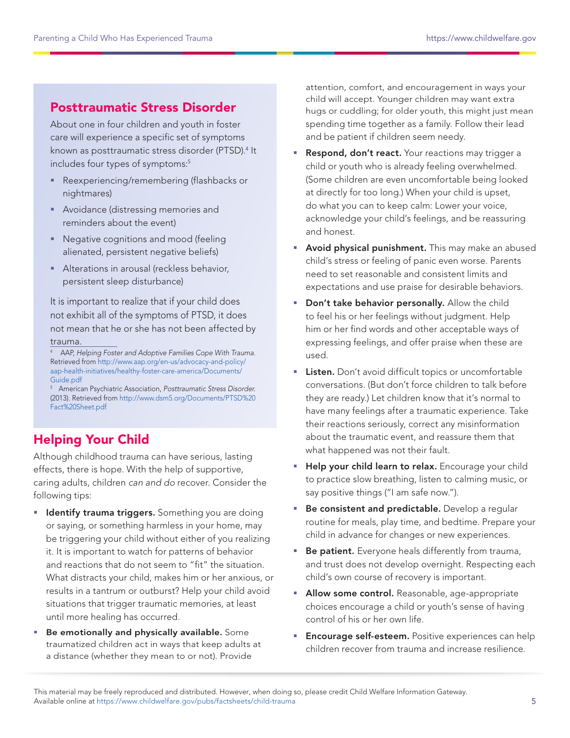## Posttraumatic Stress Disorder

About one in four children and youth in foster care will experience a specific set of symptoms known as posttraumatic stress disorder (PTSD).[4] It includes four types of symptoms:[5]

- Reexperiencing/remembering (flashbacks or nightmares)
- Avoidance (distressing memories and reminders about the event)
- Negative cognitions and mood (feeling alienated, persistent negative beliefs)
- Alterations in arousal (reckless behavior, persistent sleep disturbance)

It is important to realize that if your child does not exhibit all of the symptoms of PTSD, it does not mean that he or she has not been affected by trauma.

[4] AAP, *Helping Foster and Adoptive Families Cope With Trauma.* Retrieved from http://www.aap.org/en-us/advocacy-and-policy/aap-health-initiatives/healthy-foster-care-america/Documents/Guide.pdf

[5] American Psychiatric Association, *Posttraumatic Stress Disorder.* (2013). Retrieved from http://www.dsm5.org/Documents/PTSD%20Fact%20Sheet.pdf

## Helping Your Child

Although childhood trauma can have serious, lasting effects, there is hope. With the help of supportive, caring adults, children *can and do* recover. Consider the following tips:

- **Identify trauma triggers.** Something you are doing or saying, or something harmless in your home, may be triggering your child without either of you realizing it. It is important to watch for patterns of behavior and reactions that do not seem to "fit" the situation. What distracts your child, makes him or her anxious, or results in a tantrum or outburst? Help your child avoid situations that trigger traumatic memories, at least until more healing has occurred.
- **Be emotionally and physically available.** Some traumatized children act in ways that keep adults at a distance (whether they mean to or not). Provide attention, comfort, and encouragement in ways your child will accept. Younger children may want extra hugs or cuddling; for older youth, this might just mean spending time together as a family. Follow their lead and be patient if children seem needy.
- **Respond, don't react.** Your reactions may trigger a child or youth who is already feeling overwhelmed. (Some children are even uncomfortable being looked at directly for too long.) When your child is upset, do what you can to keep calm: Lower your voice, acknowledge your child's feelings, and be reassuring and honest.
- **Avoid physical punishment.** This may make an abused child's stress or feeling of panic even worse. Parents need to set reasonable and consistent limits and expectations and use praise for desirable behaviors.
- **Don't take behavior personally.** Allow the child to feel his or her feelings without judgment. Help him or her find words and other acceptable ways of expressing feelings, and offer praise when these are used.
- **Listen.** Don't avoid difficult topics or uncomfortable conversations. (But don't force children to talk before they are ready.) Let children know that it's normal to have many feelings after a traumatic experience. Take their reactions seriously, correct any misinformation about the traumatic event, and reassure them that what happened was not their fault.
- **Help your child learn to relax.** Encourage your child to practice slow breathing, listen to calming music, or say positive things ("I am safe now.").
- **Be consistent and predictable.** Develop a regular routine for meals, play time, and bedtime. Prepare your child in advance for changes or new experiences.
- **Be patient.** Everyone heals differently from trauma, and trust does not develop overnight. Respecting each child's own course of recovery is important.
- **Allow some control.** Reasonable, age-appropriate choices encourage a child or youth's sense of having control of his or her own life.
- **Encourage self-esteem.** Positive experiences can help children recover from trauma and increase resilience.

This material may be freely reproduced and distributed. However, when doing so, please credit Child Welfare Information Gateway. Available online at https://www.childwelfare.gov/pubs/factsheets/child-trauma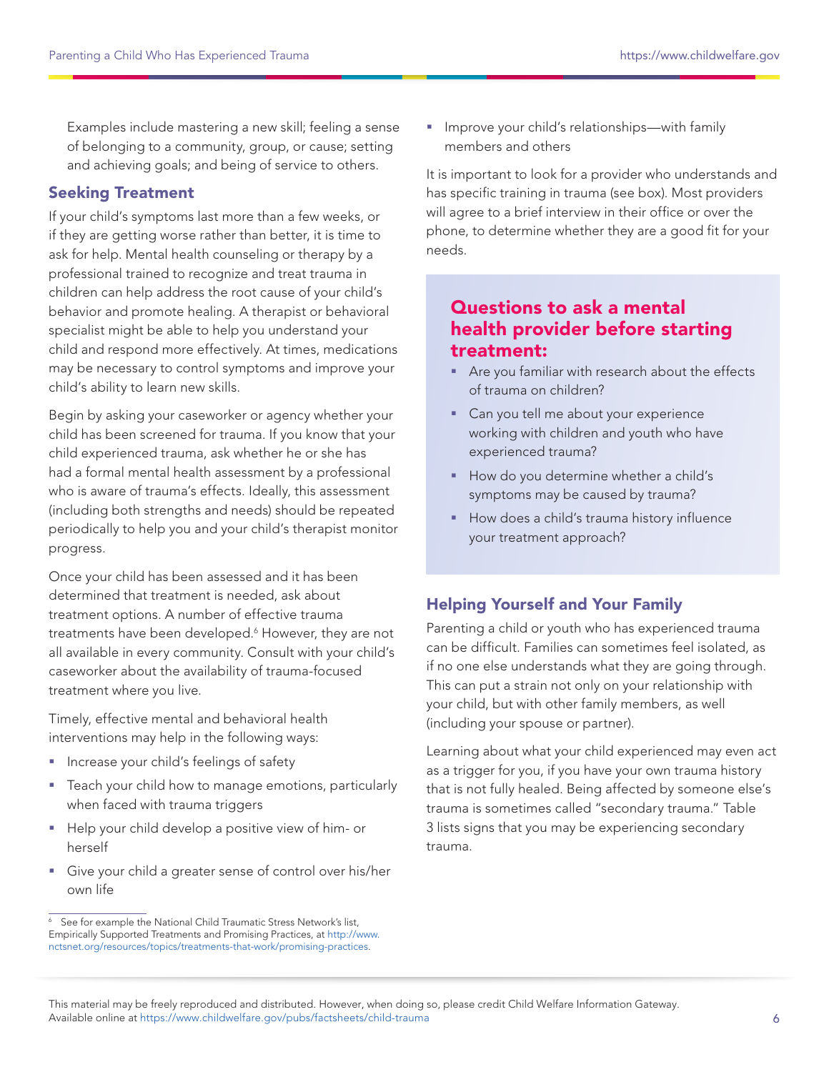Examples include mastering a new skill; feeling a sense of belonging to a community, group, or cause; setting and achieving goals; and being of service to others.

## Seeking Treatment

If your child's symptoms last more than a few weeks, or if they are getting worse rather than better, it is time to ask for help. Mental health counseling or therapy by a professional trained to recognize and treat trauma in children can help address the root cause of your child's behavior and promote healing. A therapist or behavioral specialist might be able to help you understand your child and respond more effectively. At times, medications may be necessary to control symptoms and improve your child's ability to learn new skills.

Begin by asking your caseworker or agency whether your child has been screened for trauma. If you know that your child experienced trauma, ask whether he or she has had a formal mental health assessment by a professional who is aware of trauma's effects. Ideally, this assessment (including both strengths and needs) should be repeated periodically to help you and your child's therapist monitor progress.

Once your child has been assessed and it has been determined that treatment is needed, ask about treatment options. A number of effective trauma treatments have been developed.[6] However, they are not all available in every community. Consult with your child's caseworker about the availability of trauma-focused treatment where you live.

Timely, effective mental and behavioral health interventions may help in the following ways:

- Increase your child's feelings of safety
- Teach your child how to manage emotions, particularly when faced with trauma triggers
- Help your child develop a positive view of him- or herself
- Give your child a greater sense of control over his/her own life
- Improve your child's relationships—with family members and others

It is important to look for a provider who understands and has specific training in trauma (see box). Most providers will agree to a brief interview in their office or over the phone, to determine whether they are a good fit for your needs.

### Questions to ask a mental health provider before starting treatment:

- Are you familiar with research about the effects of trauma on children?
- Can you tell me about your experience working with children and youth who have experienced trauma?
- How do you determine whether a child's symptoms may be caused by trauma?
- How does a child's trauma history influence your treatment approach?

## Helping Yourself and Your Family

Parenting a child or youth who has experienced trauma can be difficult. Families can sometimes feel isolated, as if no one else understands what they are going through. This can put a strain not only on your relationship with your child, but with other family members, as well (including your spouse or partner).

Learning about what your child experienced may even act as a trigger for you, if you have your own trauma history that is not fully healed. Being affected by someone else's trauma is sometimes called "secondary trauma." Table 3 lists signs that you may be experiencing secondary trauma.

---

[6] See for example the National Child Traumatic Stress Network's list, Empirically Supported Treatments and Promising Practices, at http://www.nctsnet.org/resources/topics/treatments-that-work/promising-practices.

This material may be freely reproduced and distributed. However, when doing so, please credit Child Welfare Information Gateway. Available online at https://www.childwelfare.gov/pubs/factsheets/child-trauma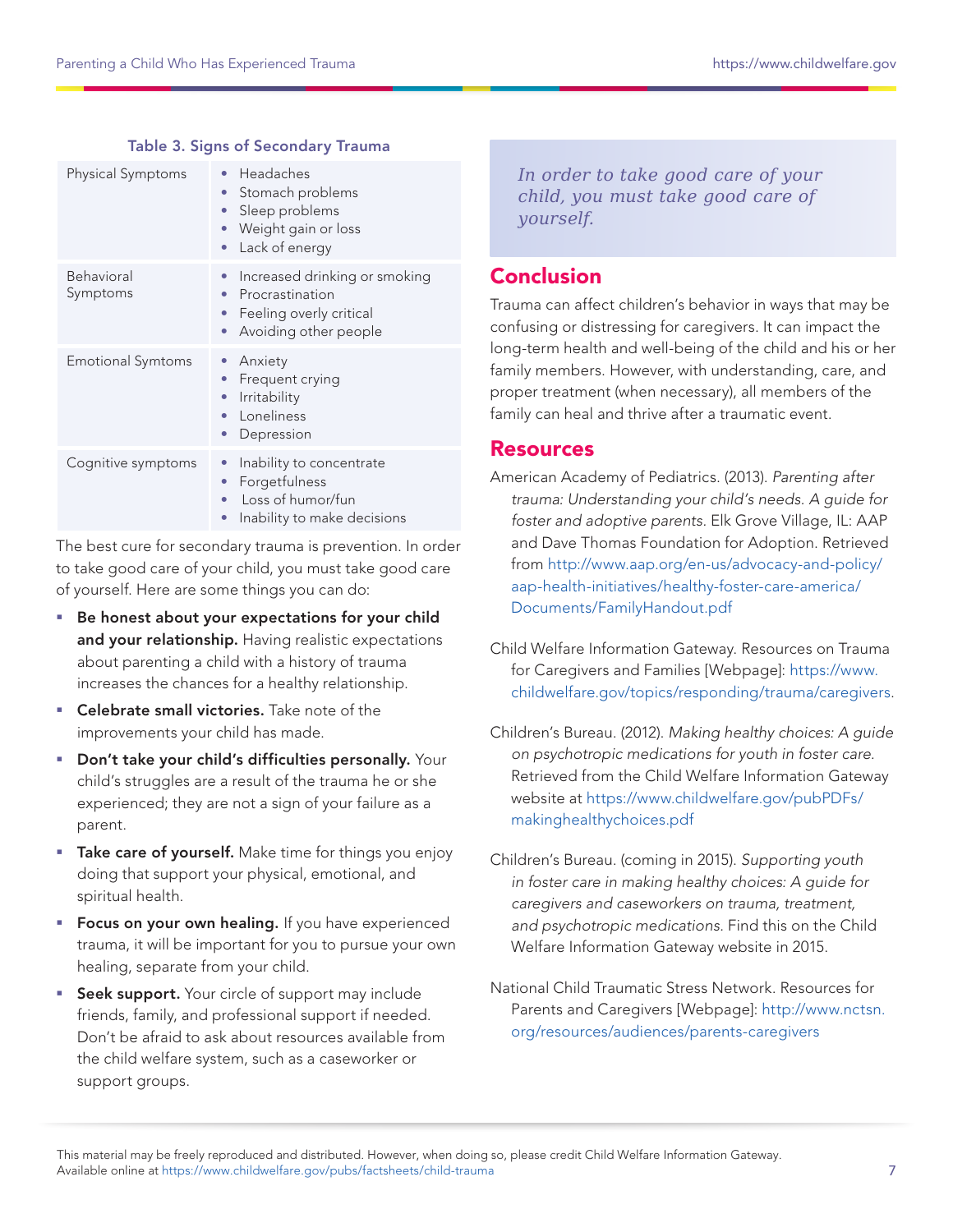**Table 3. Signs of Secondary Trauma**

| | |
|---|---|
| Physical Symptoms | • Headaches<br>• Stomach problems<br>• Sleep problems<br>• Weight gain or loss<br>• Lack of energy |
| Behavioral Symptoms | • Increased drinking or smoking<br>• Procrastination<br>• Feeling overly critical<br>• Avoiding other people |
| Emotional Symtoms | • Anxiety<br>• Frequent crying<br>• Irritability<br>• Loneliness<br>• Depression |
| Cognitive symptoms | • Inability to concentrate<br>• Forgetfulness<br>• Loss of humor/fun<br>• Inability to make decisions |

The best cure for secondary trauma is prevention. In order to take good care of your child, you must take good care of yourself. Here are some things you can do:

- **Be honest about your expectations for your child and your relationship.** Having realistic expectations about parenting a child with a history of trauma increases the chances for a healthy relationship.
- **Celebrate small victories.** Take note of the improvements your child has made.
- **Don't take your child's difficulties personally.** Your child's struggles are a result of the trauma he or she experienced; they are not a sign of your failure as a parent.
- **Take care of yourself.** Make time for things you enjoy doing that support your physical, emotional, and spiritual health.
- **Focus on your own healing.** If you have experienced trauma, it will be important for you to pursue your own healing, separate from your child.
- **Seek support.** Your circle of support may include friends, family, and professional support if needed. Don't be afraid to ask about resources available from the child welfare system, such as a caseworker or support groups.

> *In order to take good care of your child, you must take good care of yourself.*

## Conclusion

Trauma can affect children's behavior in ways that may be confusing or distressing for caregivers. It can impact the long-term health and well-being of the child and his or her family members. However, with understanding, care, and proper treatment (when necessary), all members of the family can heal and thrive after a traumatic event.

## Resources

American Academy of Pediatrics. (2013). *Parenting after trauma: Understanding your child's needs. A guide for foster and adoptive parents.* Elk Grove Village, IL: AAP and Dave Thomas Foundation for Adoption. Retrieved from http://www.aap.org/en-us/advocacy-and-policy/aap-health-initiatives/healthy-foster-care-america/Documents/FamilyHandout.pdf

Child Welfare Information Gateway. Resources on Trauma for Caregivers and Families [Webpage]: https://www.childwelfare.gov/topics/responding/trauma/caregivers.

Children's Bureau. (2012). *Making healthy choices: A guide on psychotropic medications for youth in foster care.* Retrieved from the Child Welfare Information Gateway website at https://www.childwelfare.gov/pubPDFs/makinghealthychoices.pdf

Children's Bureau. (coming in 2015). *Supporting youth in foster care in making healthy choices: A guide for caregivers and caseworkers on trauma, treatment, and psychotropic medications.* Find this on the Child Welfare Information Gateway website in 2015.

National Child Traumatic Stress Network. Resources for Parents and Caregivers [Webpage]: http://www.nctsn.org/resources/audiences/parents-caregivers

This material may be freely reproduced and distributed. However, when doing so, please credit Child Welfare Information Gateway. Available online at https://www.childwelfare.gov/pubs/factsheets/child-trauma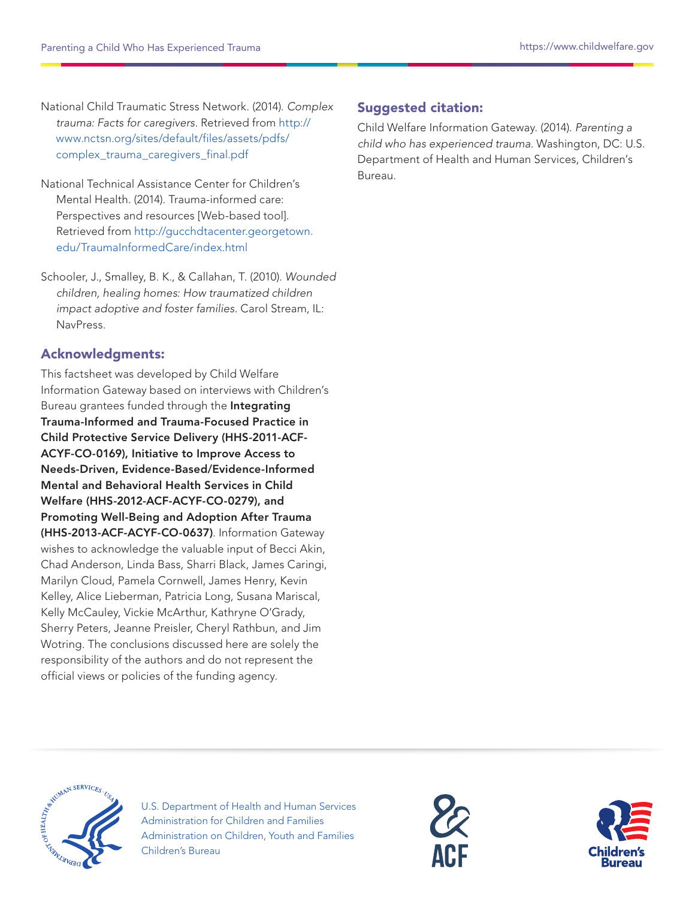National Child Traumatic Stress Network. (2014). *Complex trauma: Facts for caregivers.* Retrieved from http://www.nctsn.org/sites/default/files/assets/pdfs/complex_trauma_caregivers_final.pdf

National Technical Assistance Center for Children's Mental Health. (2014). Trauma-informed care: Perspectives and resources [Web-based tool]. Retrieved from http://gucchdtacenter.georgetown.edu/TraumaInformedCare/index.html

Schooler, J., Smalley, B. K., & Callahan, T. (2010). *Wounded children, healing homes: How traumatized children impact adoptive and foster families.* Carol Stream, IL: NavPress.

## Acknowledgments:

This factsheet was developed by Child Welfare Information Gateway based on interviews with Children's Bureau grantees funded through the **Integrating Trauma-Informed and Trauma-Focused Practice in Child Protective Service Delivery (HHS-2011-ACF-ACYF-CO-0169), Initiative to Improve Access to Needs-Driven, Evidence-Based/Evidence-Informed Mental and Behavioral Health Services in Child Welfare (HHS-2012-ACF-ACYF-CO-0279), and Promoting Well-Being and Adoption After Trauma (HHS-2013-ACF-ACYF-CO-0637)**. Information Gateway wishes to acknowledge the valuable input of Becci Akin, Chad Anderson, Linda Bass, Sharri Black, James Caringi, Marilyn Cloud, Pamela Cornwell, James Henry, Kevin Kelley, Alice Lieberman, Patricia Long, Susana Mariscal, Kelly McCauley, Vickie McArthur, Kathryne O'Grady, Sherry Peters, Jeanne Preisler, Cheryl Rathbun, and Jim Wotring. The conclusions discussed here are solely the responsibility of the authors and do not represent the official views or policies of the funding agency.

## Suggested citation:

Child Welfare Information Gateway. (2014). *Parenting a child who has experienced trauma.* Washington, DC: U.S. Department of Health and Human Services, Children's Bureau.

U.S. Department of Health and Human Services
Administration for Children and Families
Administration on Children, Youth and Families
Children's Bureau